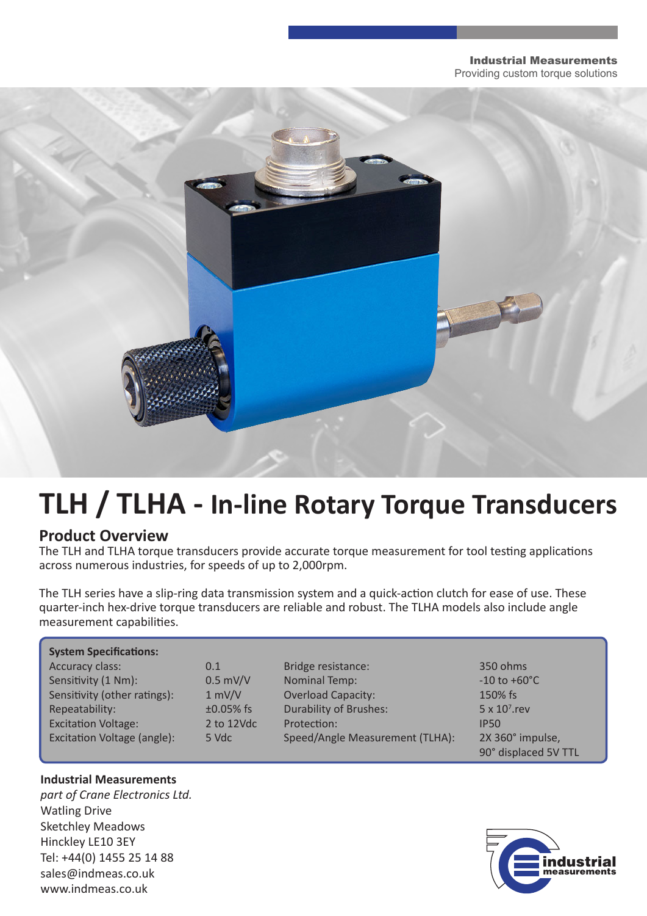**Industrial Measurements**
Providing custom torque solutions

# TLH / TLHA - In-line Rotary Torque Transducers

## Product Overview

The TLH and TLHA torque transducers provide accurate torque measurement for tool testing applications across numerous industries, for speeds of up to 2,000rpm.

The TLH series have a slip-ring data transmission system and a quick-action clutch for ease of use. These quarter-inch hex-drive torque transducers are reliable and robust. The TLHA models also include angle measurement capabilities.

**System Specifications:**

| | | | |
|---|---|---|---|
| Accuracy class: | 0.1 | Bridge resistance: | 350 ohms |
| Sensitivity (1 Nm): | 0.5 mV/V | Nominal Temp: | -10 to +60°C |
| Sensitivity (other ratings): | 1 mV/V | Overload Capacity: | 150% fs |
| Repeatability: | ±0.05% fs | Durability of Brushes: | 5 x $10^7$.rev |
| Excitation Voltage: | 2 to 12Vdc | Protection: | IP50 |
| Excitation Voltage (angle): | 5 Vdc | Speed/Angle Measurement (TLHA): | 2X 360° impulse, 90° displaced 5V TTL |

**Industrial Measurements**
*part of Crane Electronics Ltd.*
Watling Drive
Sketchley Meadows
Hinckley LE10 3EY
Tel: +44(0) 1455 25 14 88
sales@indmeas.co.uk
www.indmeas.co.uk

industrial measurements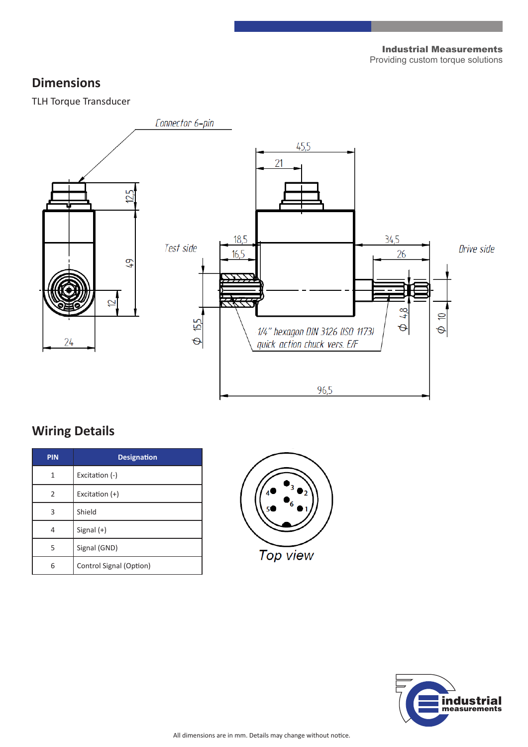## Dimensions

TLH Torque Transducer

## Wiring Details

| PIN | Designation |
|---|---|
| 1 | Excitation (-) |
| 2 | Excitation (+) |
| 3 | Shield |
| 4 | Signal (+) |
| 5 | Signal (GND) |
| 6 | Control Signal (Option) |

All dimensions are in mm. Details may change without notice.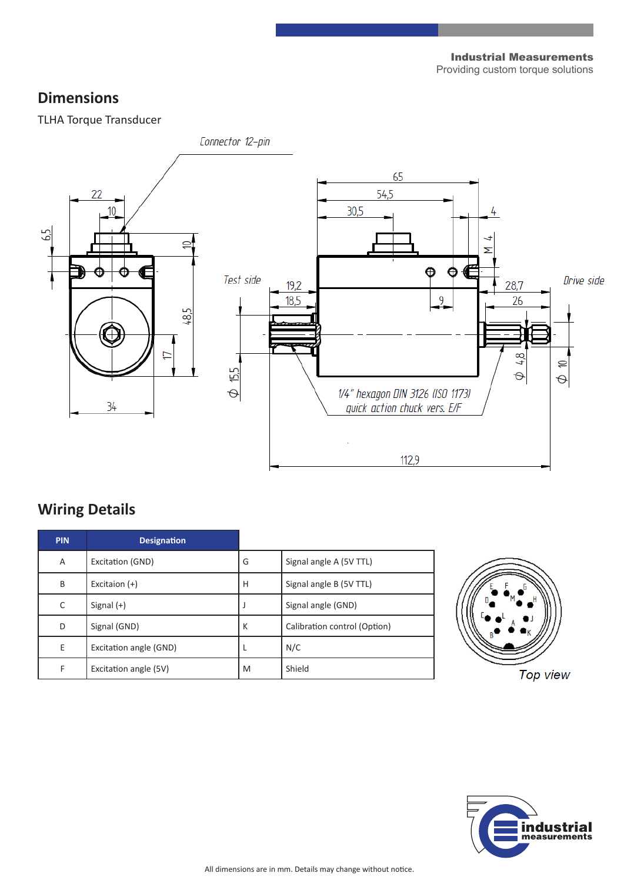**Industrial Measurements**
Providing custom torque solutions

## Dimensions

TLHA Torque Transducer

Connector 12-pin

Test side

Drive side

1/4" hexagon DIN 3126 (ISO 1173) quick action chuck vers. E/F

## Wiring Details

| PIN | Designation | | |
|---|---|---|---|
| A | Excitation (GND) | G | Signal angle A (5V TTL) |
| B | Excitaion (+) | H | Signal angle B (5V TTL) |
| C | Signal (+) | J | Signal angle (GND) |
| D | Signal (GND) | K | Calibration control (Option) |
| E | Excitation angle (GND) | L | N/C |
| F | Excitation angle (5V) | M | Shield |

Top view

All dimensions are in mm. Details may change without notice.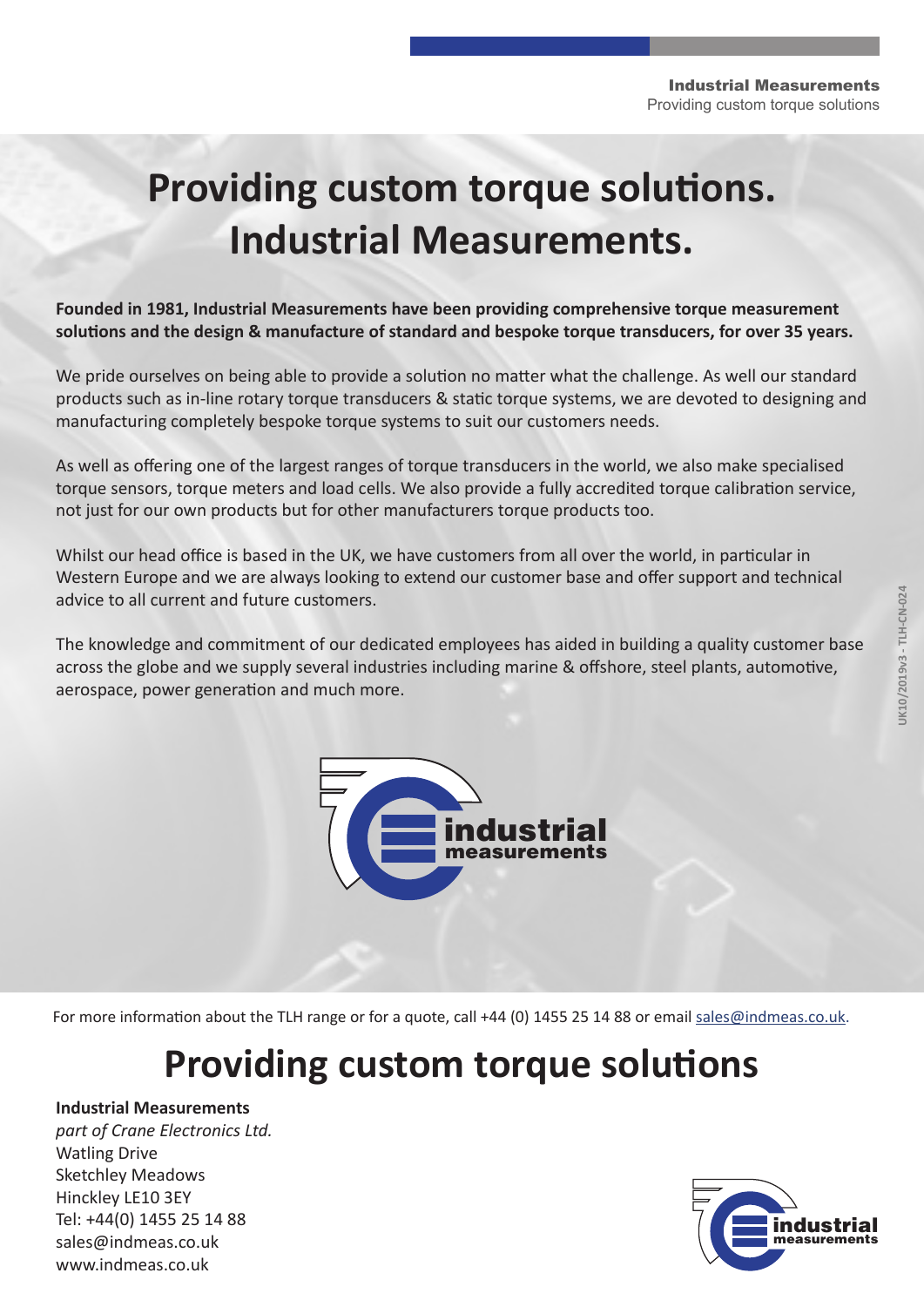# Providing custom torque solutions. Industrial Measurements.

**Founded in 1981, Industrial Measurements have been providing comprehensive torque measurement solutions and the design & manufacture of standard and bespoke torque transducers, for over 35 years.**

We pride ourselves on being able to provide a solution no matter what the challenge. As well our standard products such as in-line rotary torque transducers & static torque systems, we are devoted to designing and manufacturing completely bespoke torque systems to suit our customers needs.

As well as offering one of the largest ranges of torque transducers in the world, we also make specialised torque sensors, torque meters and load cells. We also provide a fully accredited torque calibration service, not just for our own products but for other manufacturers torque products too.

Whilst our head office is based in the UK, we have customers from all over the world, in particular in Western Europe and we are always looking to extend our customer base and offer support and technical advice to all current and future customers.

The knowledge and commitment of our dedicated employees has aided in building a quality customer base across the globe and we supply several industries including marine & offshore, steel plants, automotive, aerospace, power generation and much more.

UK10/2019v3 - TLH-CN-024

For more information about the TLH range or for a quote, call +44 (0) 1455 25 14 88 or email sales@indmeas.co.uk.

## Providing custom torque solutions

**Industrial Measurements**
*part of Crane Electronics Ltd.*
Watling Drive
Sketchley Meadows
Hinckley LE10 3EY
Tel: +44(0) 1455 25 14 88
sales@indmeas.co.uk
www.indmeas.co.uk